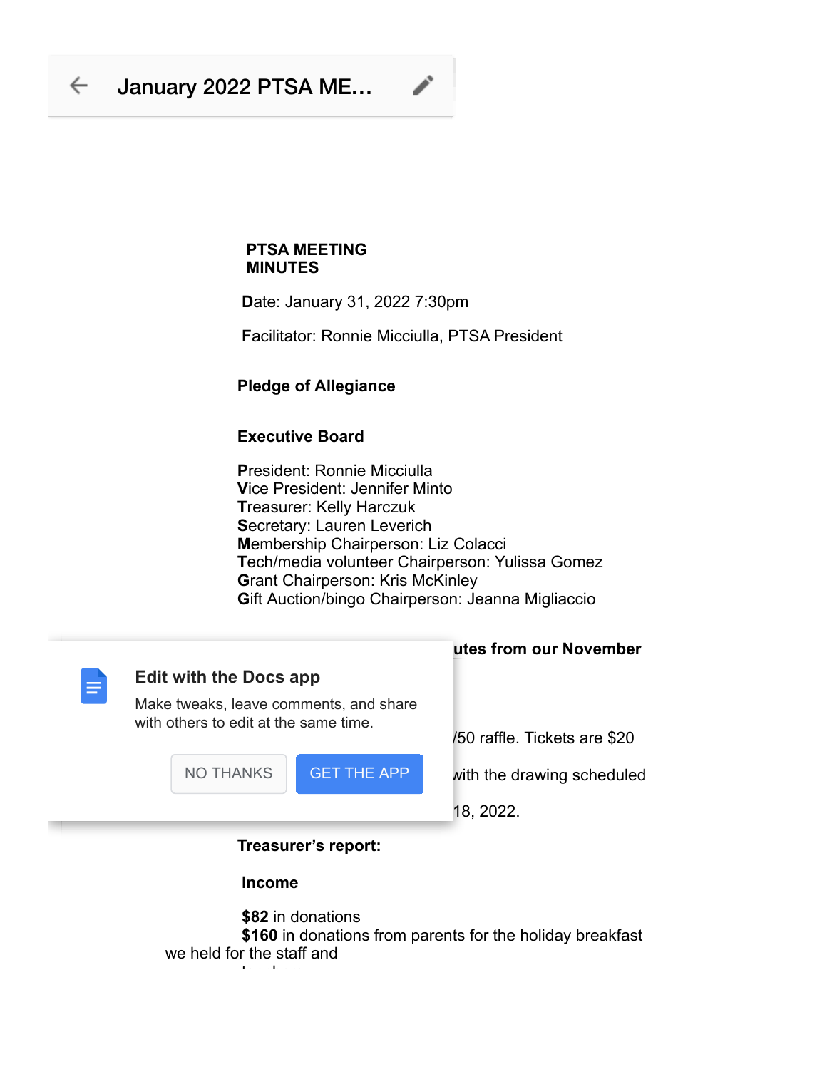# PTSA MEETING MINUTES

Date: January 31, 2022 7:30pm

Facilitator: Ronnie Micciulla, PTSA President

### Pledge of Allegiance

### Executive Board

President: Ronnie Micciulla
Vice President: Jennifer Minto
Treasurer: Kelly Harczuk
Secretary: Lauren Leverich
Membership Chairperson: Liz Colacci
Tech/media volunteer Chairperson: Yulissa Gomez
Grant Chairperson: Kris McKinley
Gift Auction/bingo Chairperson: Jeanna Migliaccio

**utes from our November**

/50 raffle. Tickets are $20

with the drawing scheduled

18, 2022.

### Treasurer's report:

**Income**

**$82** in donations
**$160** in donations from parents for the holiday breakfast we held for the staff and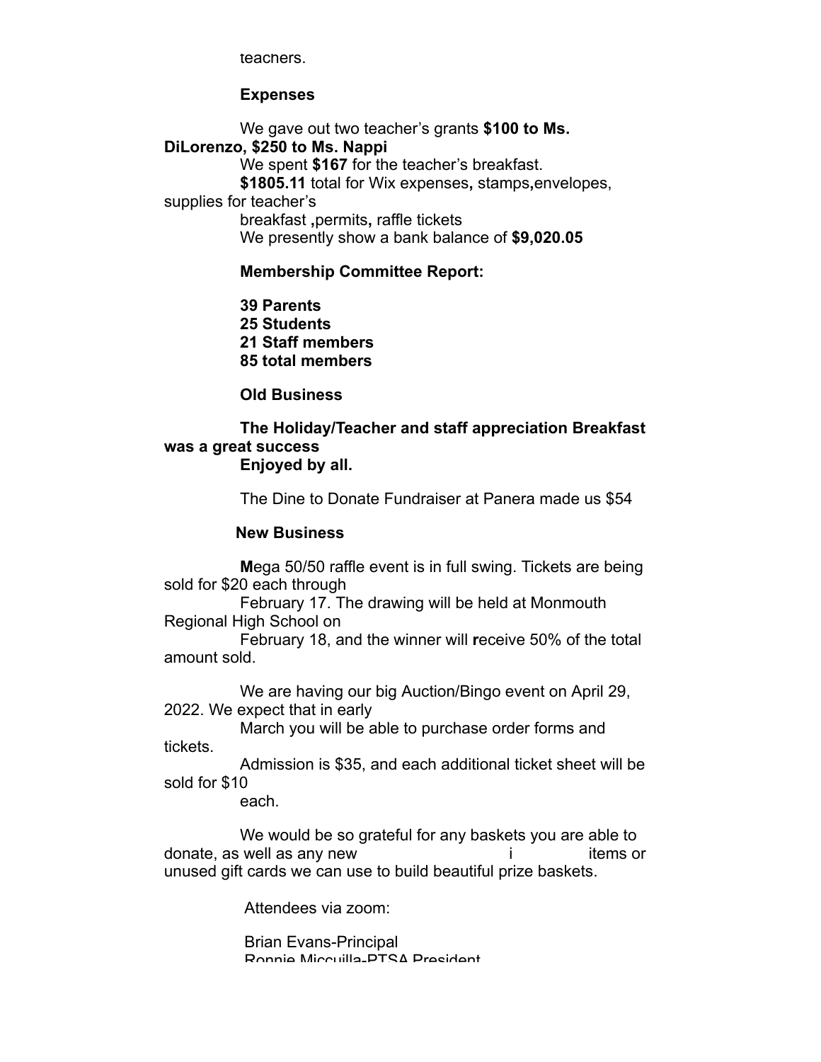teachers.

**Expenses**

We gave out two teacher's grants **$100 to Ms. DiLorenzo, $250 to Ms. Nappi**

We spent **$167** for the teacher's breakfast.

**$1805.11** total for Wix expenses**,** stamps**,**envelopes, supplies for teacher's breakfast **,**permits**,** raffle tickets

We presently show a bank balance of **$9,020.05**

**Membership Committee Report:**

**39 Parents**
**25 Students**
**21 Staff members**
**85 total members**

**Old Business**

**The Holiday/Teacher and staff appreciation Breakfast was a great success**
**Enjoyed by all.**

The Dine to Donate Fundraiser at Panera made us $54

**New Business**

**M**ega 50/50 raffle event is in full swing. Tickets are being sold for $20 each through February 17. The drawing will be held at Monmouth Regional High School on February 18, and the winner will **r**eceive 50% of the total amount sold.

We are having our big Auction/Bingo event on April 29, 2022. We expect that in early March you will be able to purchase order forms and tickets.

Admission is $35, and each additional ticket sheet will be sold for $10 each.

We would be so grateful for any baskets you are able to donate, as well as any new i items or unused gift cards we can use to build beautiful prize baskets.

Attendees via zoom:

Brian Evans-Principal
Ronnie Miccuilla-PTSA President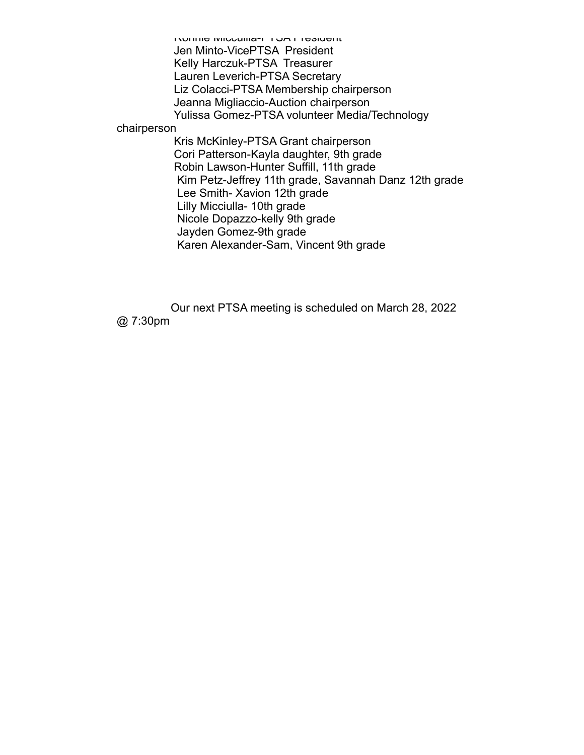Ronnie Micciulla-PTSA President
Jen Minto-VicePTSA President
Kelly Harczuk-PTSA Treasurer
Lauren Leverich-PTSA Secretary
Liz Colacci-PTSA Membership chairperson
Jeanna Migliaccio-Auction chairperson
Yulissa Gomez-PTSA volunteer Media/Technology chairperson
Kris McKinley-PTSA Grant chairperson
Cori Patterson-Kayla daughter, 9th grade
Robin Lawson-Hunter Suffill, 11th grade
Kim Petz-Jeffrey 11th grade, Savannah Danz 12th grade
Lee Smith- Xavion 12th grade
Lilly Micciulla- 10th grade
Nicole Dopazzo-kelly 9th grade
Jayden Gomez-9th grade
Karen Alexander-Sam, Vincent 9th grade

Our next PTSA meeting is scheduled on March 28, 2022 @ 7:30pm